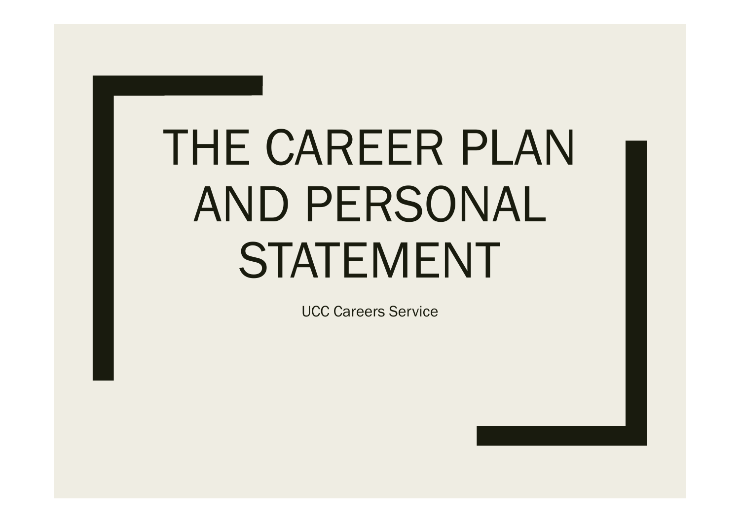# THE CAREER PLAN AND PERSONAL STATEMENT

UCC Careers Service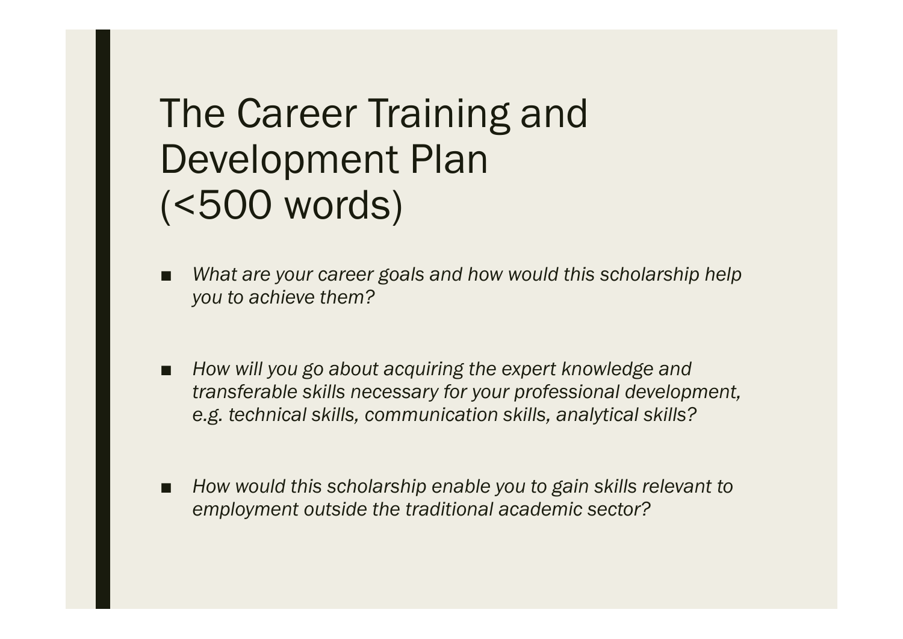# The Career Training and Development Plan (<500 words)

- *What are your career goals and how would this scholarship help you to achieve them?*

- *How will you go about acquiring the expert knowledge and transferable skills necessary for your professional development, e.g. technical skills, communication skills, analytical skills?*

- *How would this scholarship enable you to gain skills relevant to employment outside the traditional academic sector?*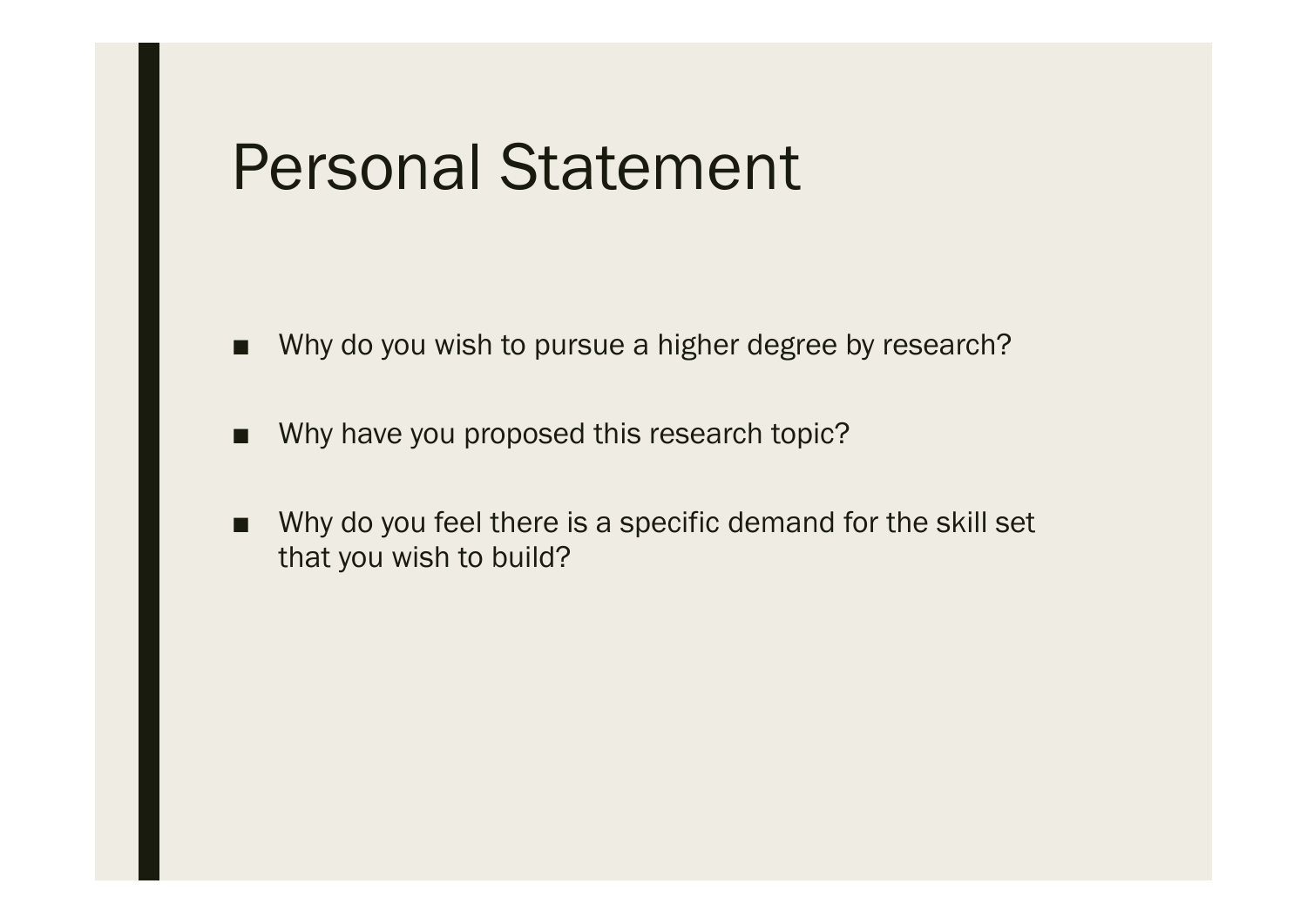# Personal Statement

- Why do you wish to pursue a higher degree by research?
- Why have you proposed this research topic?
- Why do you feel there is a specific demand for the skill set that you wish to build?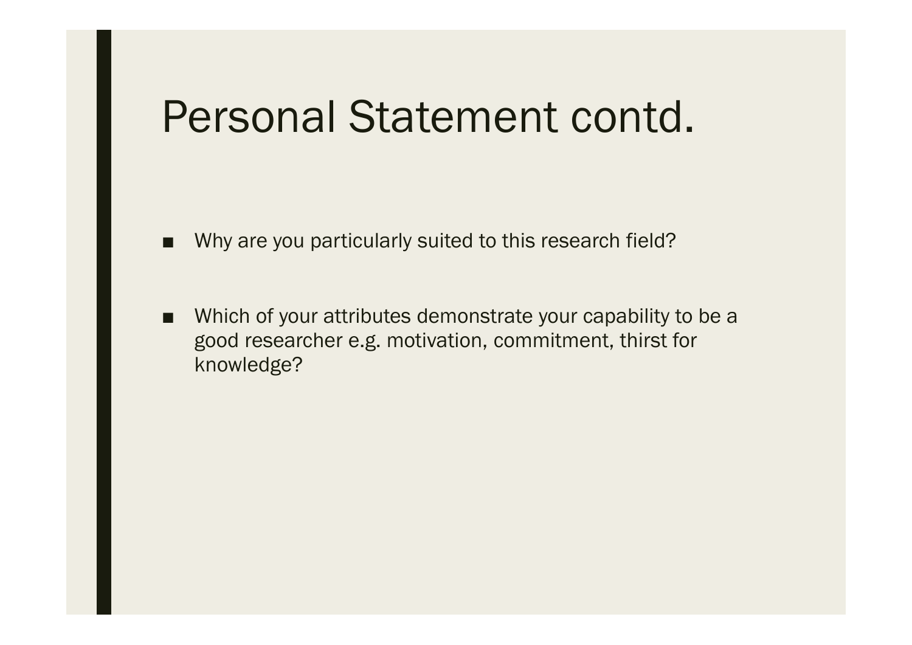# Personal Statement contd.

- Why are you particularly suited to this research field?

- Which of your attributes demonstrate your capability to be a good researcher e.g. motivation, commitment, thirst for knowledge?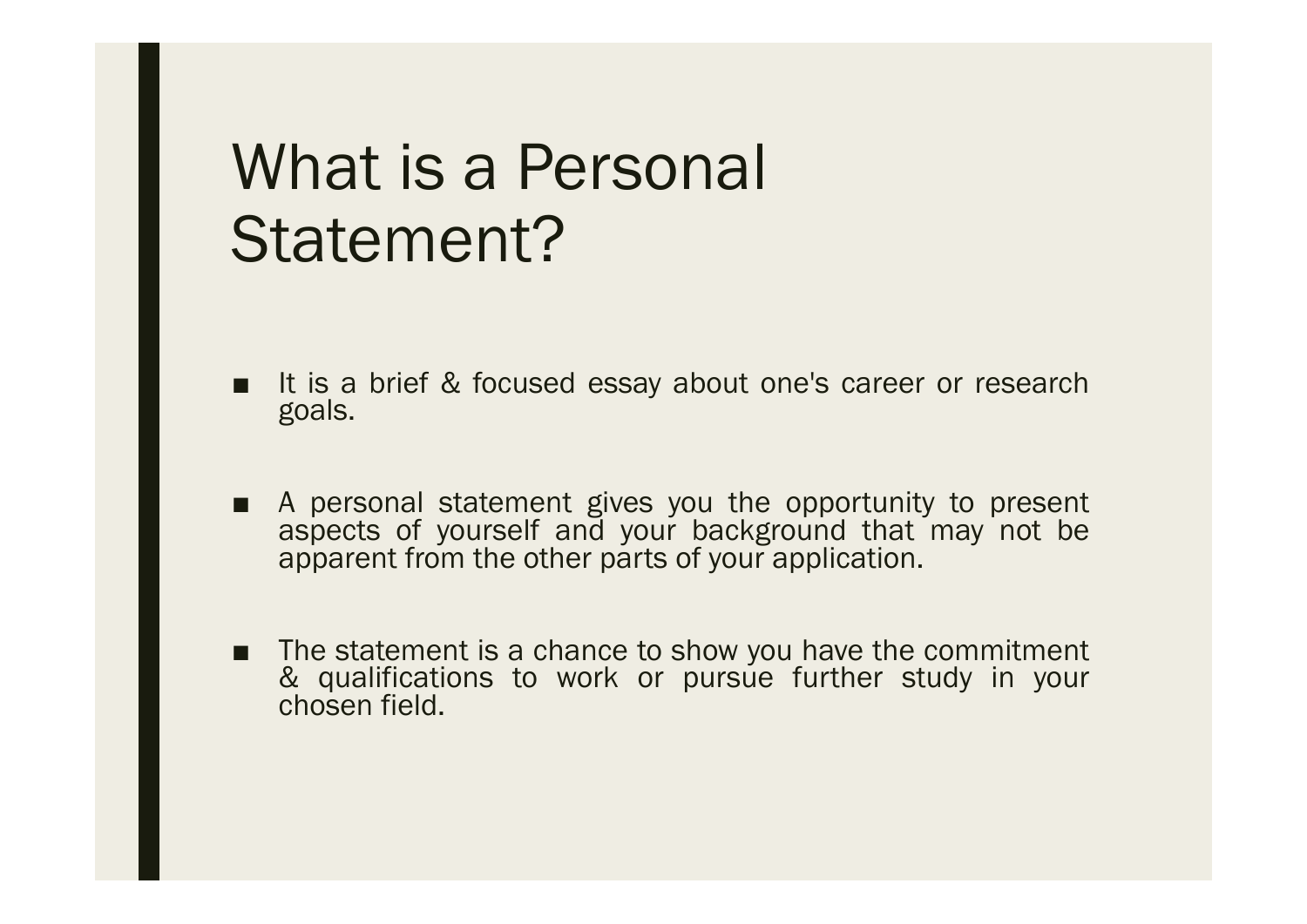# What is a Personal Statement?

- It is a brief & focused essay about one's career or research goals.
- A personal statement gives you the opportunity to present aspects of yourself and your background that may not be apparent from the other parts of your application.
- The statement is a chance to show you have the commitment & qualifications to work or pursue further study in your chosen field.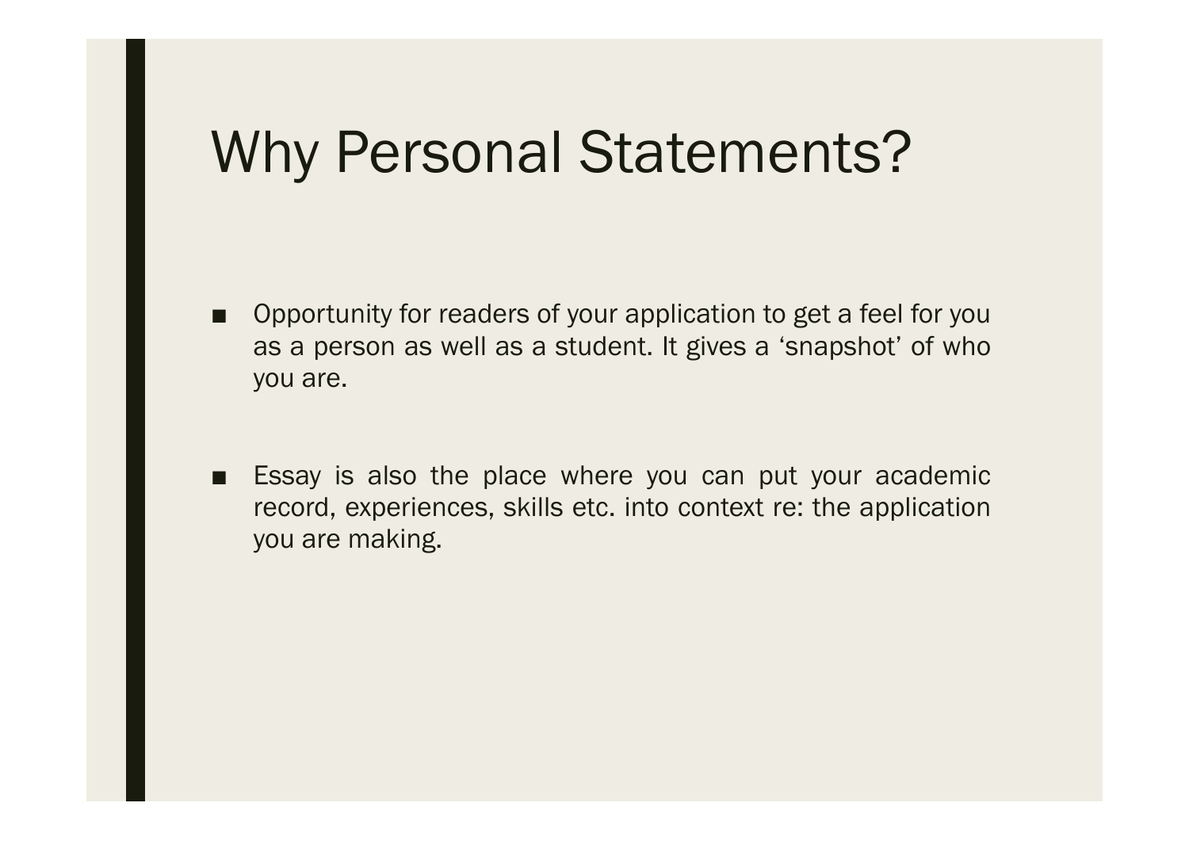# Why Personal Statements?

- Opportunity for readers of your application to get a feel for you as a person as well as a student. It gives a 'snapshot' of who you are.

- Essay is also the place where you can put your academic record, experiences, skills etc. into context re: the application you are making.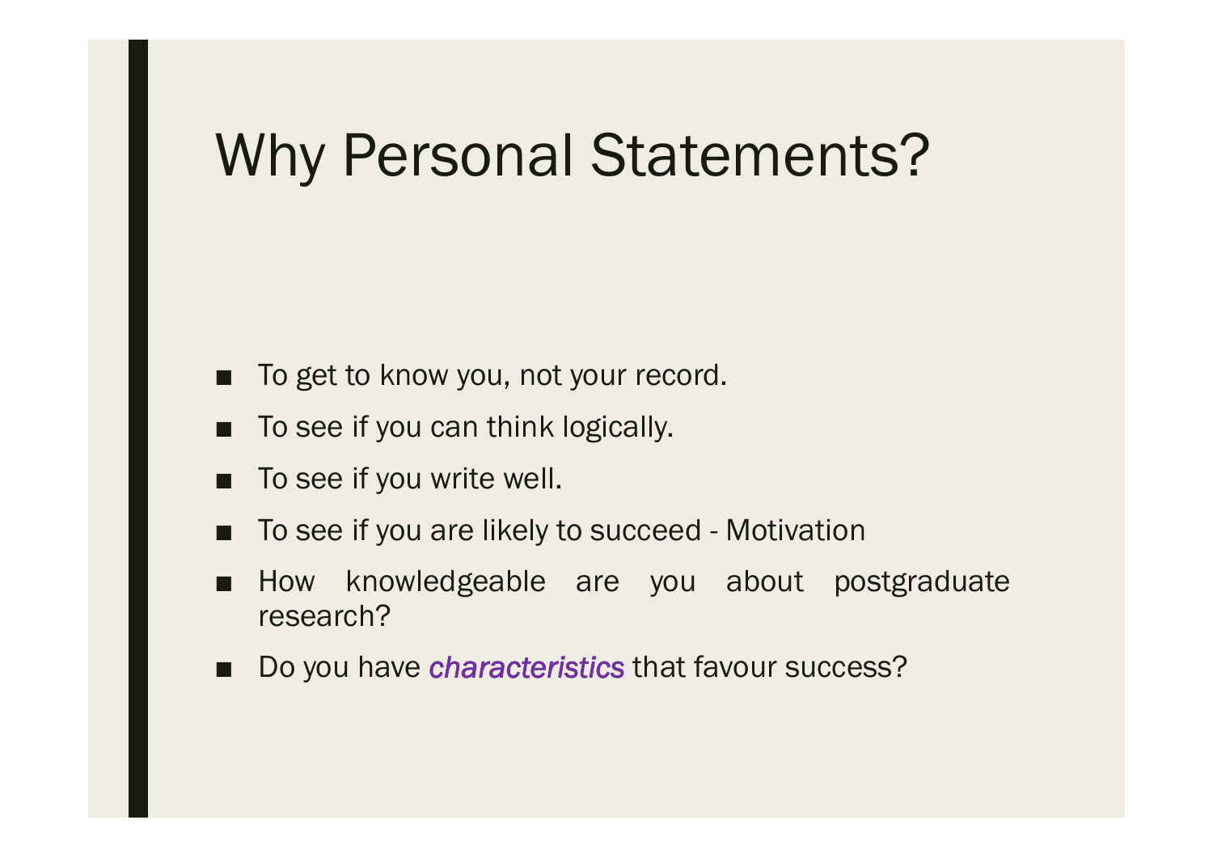# Why Personal Statements?

- To get to know you, not your record.
- To see if you can think logically.
- To see if you write well.
- To see if you are likely to succeed - Motivation
- How knowledgeable are you about postgraduate research?
- Do you have *characteristics* that favour success?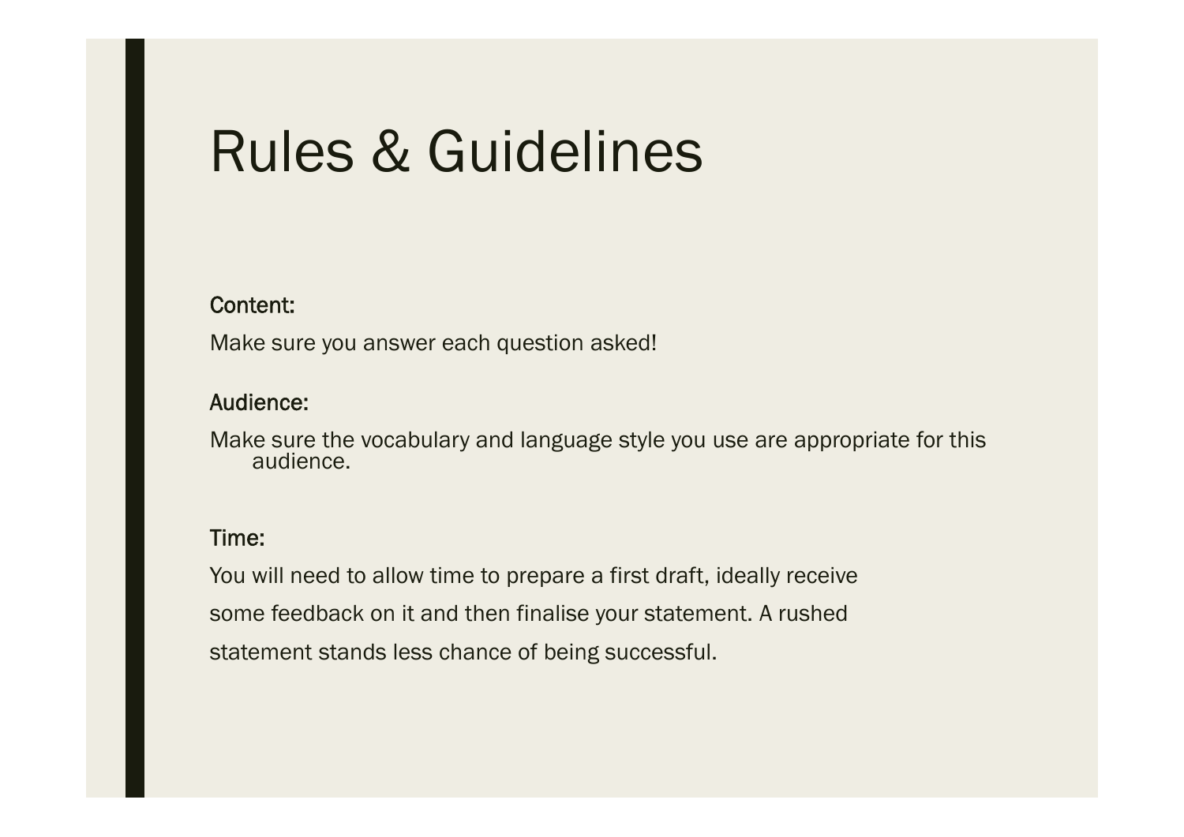# Rules & Guidelines

**Content:**

Make sure you answer each question asked!

**Audience:**

Make sure the vocabulary and language style you use are appropriate for this audience.

**Time:**

You will need to allow time to prepare a first draft, ideally receive some feedback on it and then finalise your statement. A rushed statement stands less chance of being successful.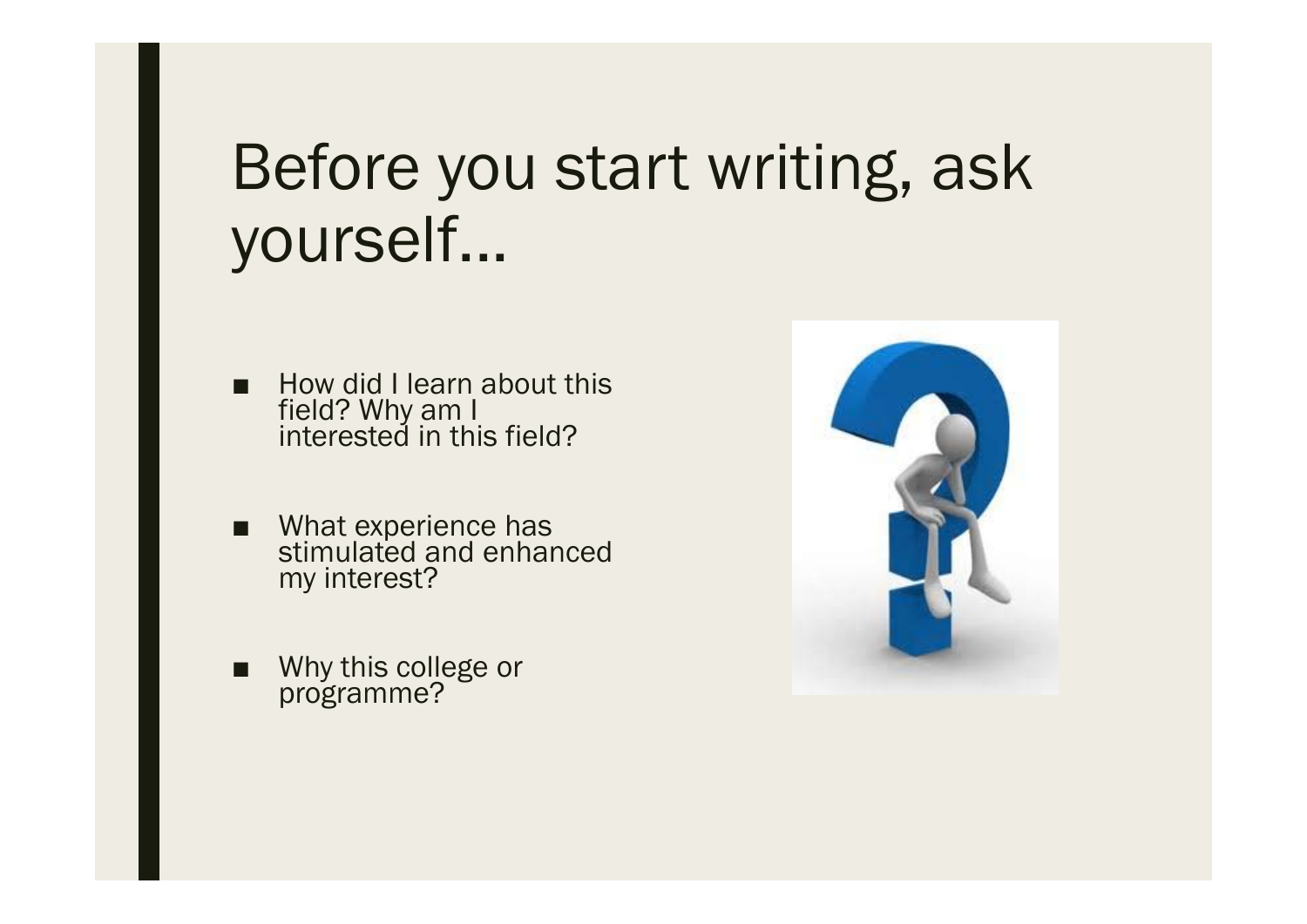# Before you start writing, ask yourself…

- How did I learn about this field? Why am I interested in this field?
- What experience has stimulated and enhanced my interest?
- Why this college or programme?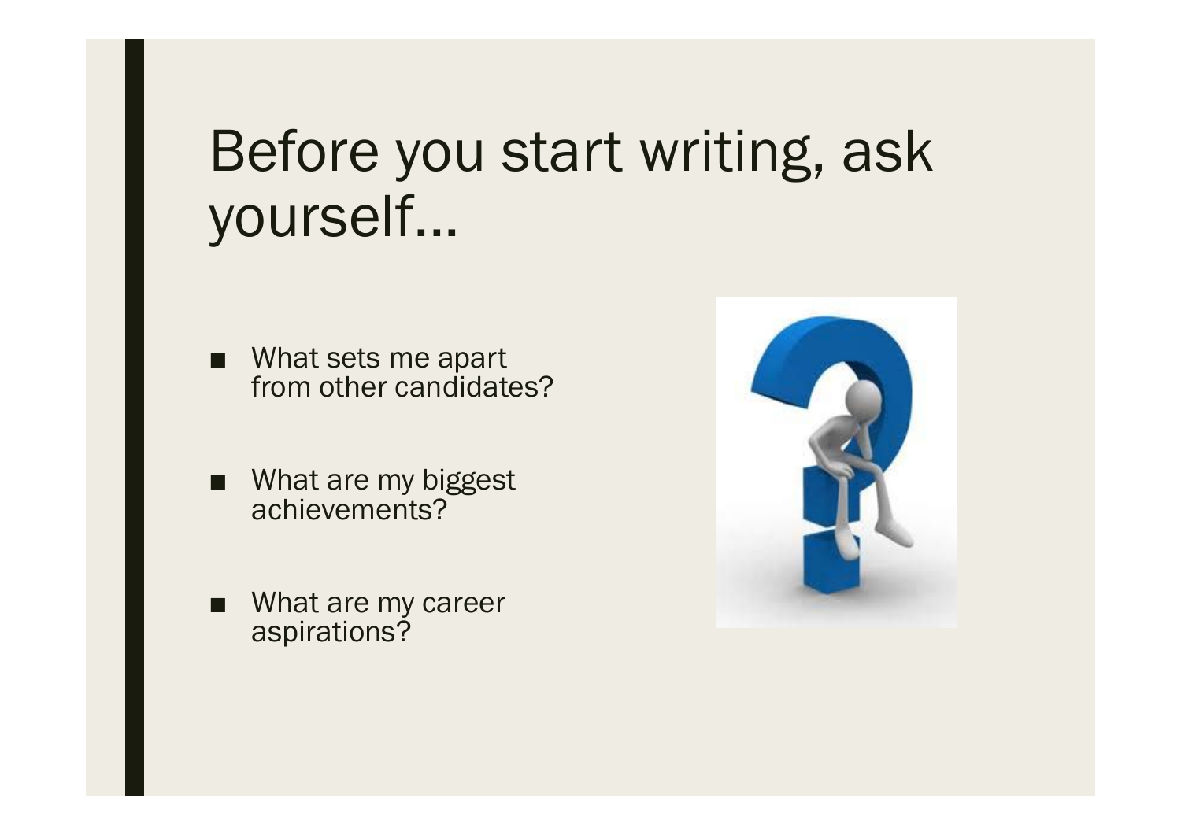# Before you start writing, ask yourself…

- What sets me apart from other candidates?
- What are my biggest achievements?
- What are my career aspirations?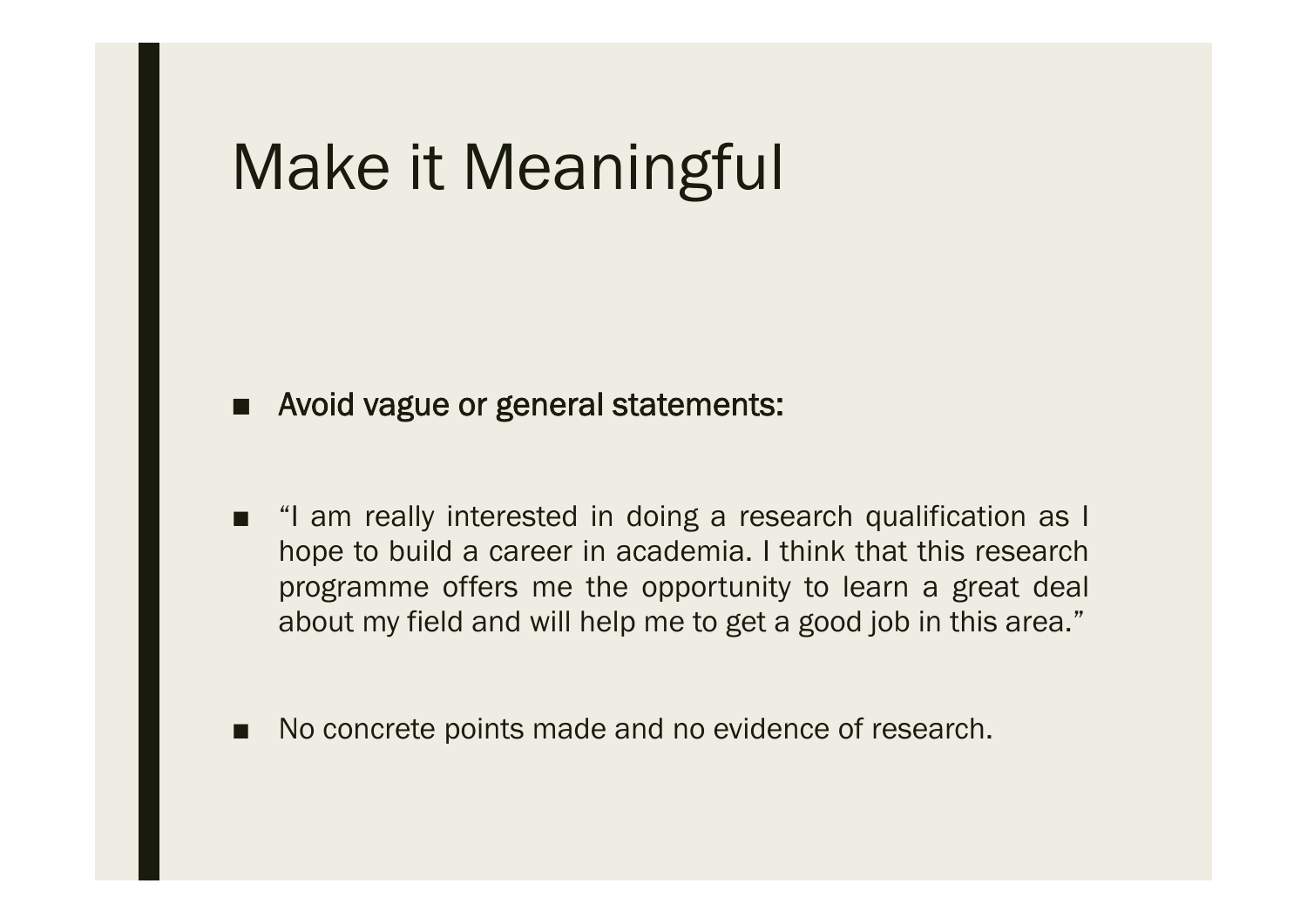# Make it Meaningful

- Avoid vague or general statements:

- "I am really interested in doing a research qualification as I hope to build a career in academia. I think that this research programme offers me the opportunity to learn a great deal about my field and will help me to get a good job in this area."

- No concrete points made and no evidence of research.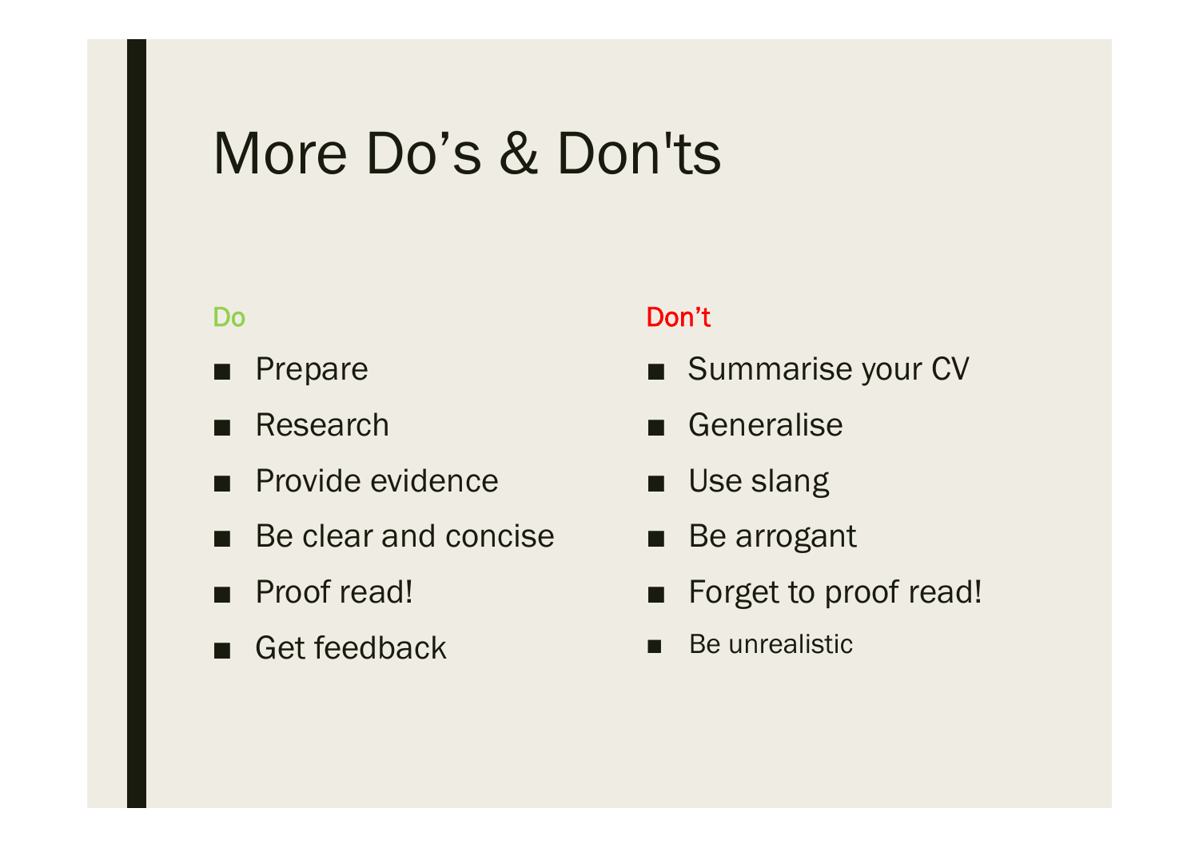# More Do's & Don'ts

**Do**

- Prepare
- Research
- Provide evidence
- Be clear and concise
- Proof read!
- Get feedback

**Don't**

- Summarise your CV
- Generalise
- Use slang
- Be arrogant
- Forget to proof read!
- Be unrealistic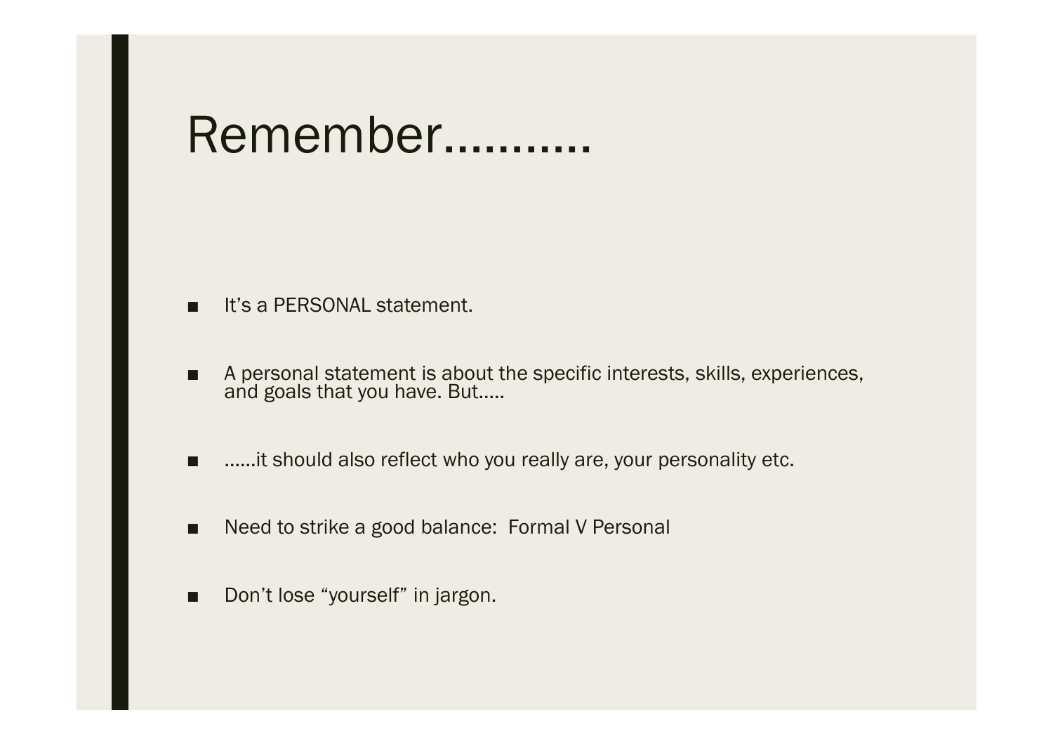# Remember...........

- It's a PERSONAL statement.
- A personal statement is about the specific interests, skills, experiences, and goals that you have. But.....
- ......it should also reflect who you really are, your personality etc.
- Need to strike a good balance:  Formal V Personal
- Don't lose "yourself" in jargon.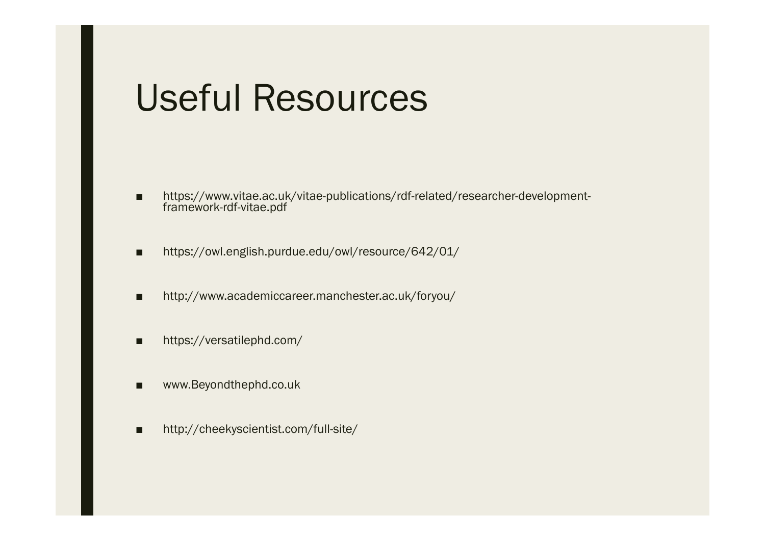# Useful Resources

- https://www.vitae.ac.uk/vitae-publications/rdf-related/researcher-development-framework-rdf-vitae.pdf
- https://owl.english.purdue.edu/owl/resource/642/01/
- http://www.academiccareer.manchester.ac.uk/foryou/
- https://versatilephd.com/
- www.Beyondthephd.co.uk
- http://cheekyscientist.com/full-site/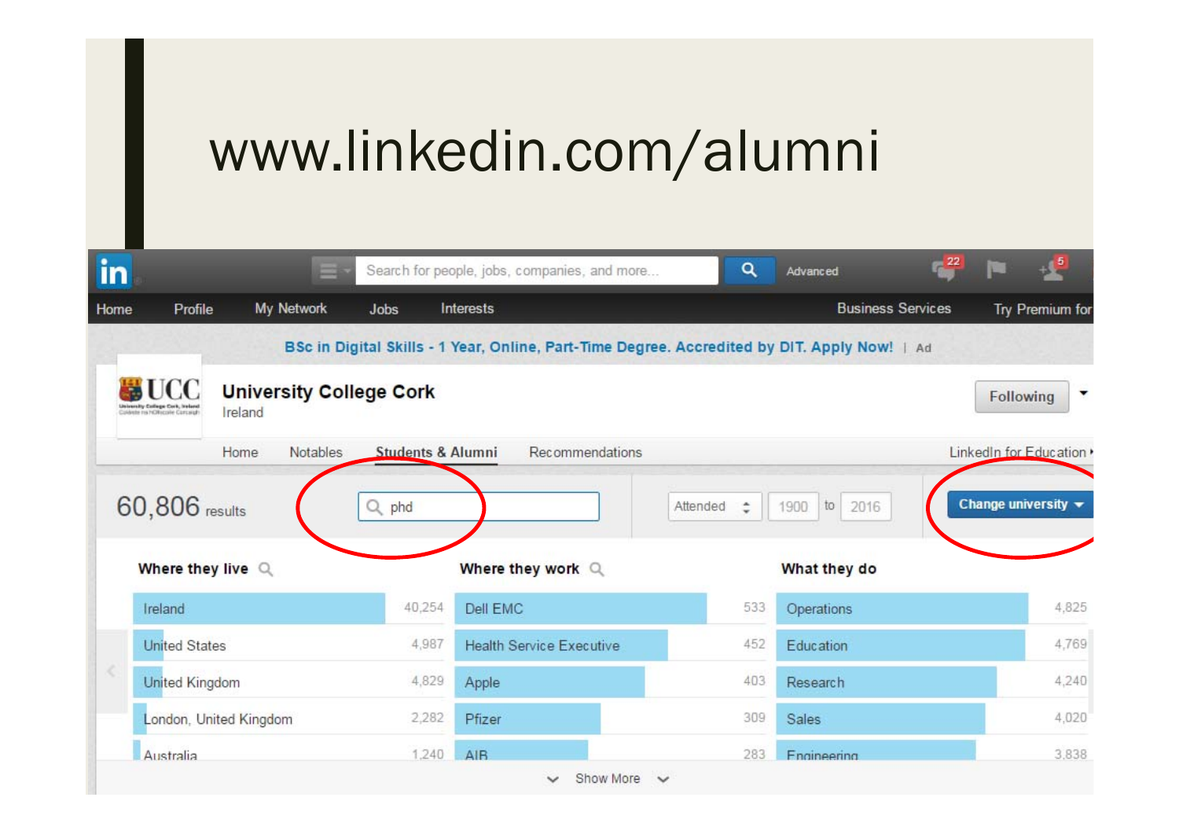# www.linkedin.com/alumni

Search for people, jobs, companies, and more... | Advanced

Home | Profile | My Network | Jobs | Interests | Business Services | Try Premium for

BSc in Digital Skills - 1 Year, Online, Part-Time Degree. Accredited by DIT. Apply Now! | Ad

**University College Cork**
Ireland

Following

Home | Notables | **Students & Alumni** | Recommendations | LinkedIn for Education

60,806 results | phd | Attended | 1900 to 2016 | Change university

| Where they live | | Where they work | | What they do | |
|---|---|---|---|---|---|
| Ireland | 40,254 | Dell EMC | 533 | Operations | 4,825 |
| United States | 4,987 | Health Service Executive | 452 | Education | 4,769 |
| United Kingdom | 4,829 | Apple | 403 | Research | 4,240 |
| London, United Kingdom | 2,282 | Pfizer | 309 | Sales | 4,020 |
| Australia | 1,240 | AIB | 283 | Engineering | 3,838 |

Show More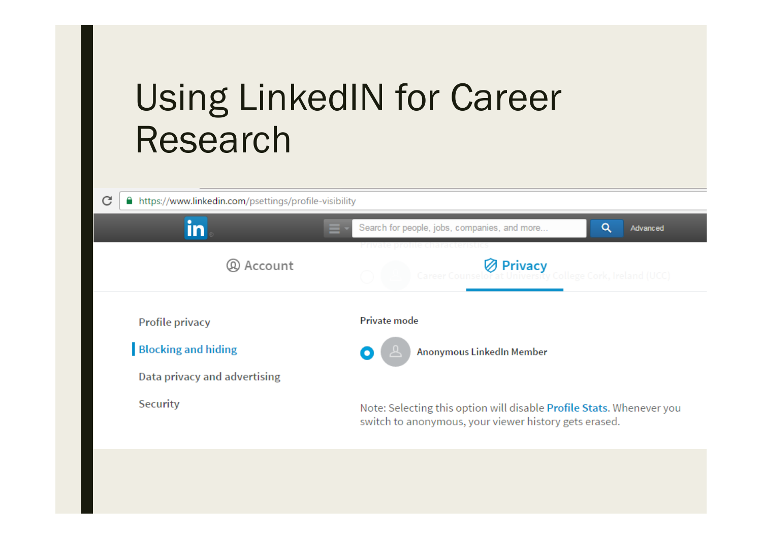# Using LinkedIN for Career Research

https://www.linkedin.com/psettings/profile-visibility

Search for people, jobs, companies, and more... Advanced

Account | Privacy

- Profile privacy
- Blocking and hiding
- Data privacy and advertising
- Security

Private mode

Anonymous LinkedIn Member

Note: Selecting this option will disable Profile Stats. Whenever you switch to anonymous, your viewer history gets erased.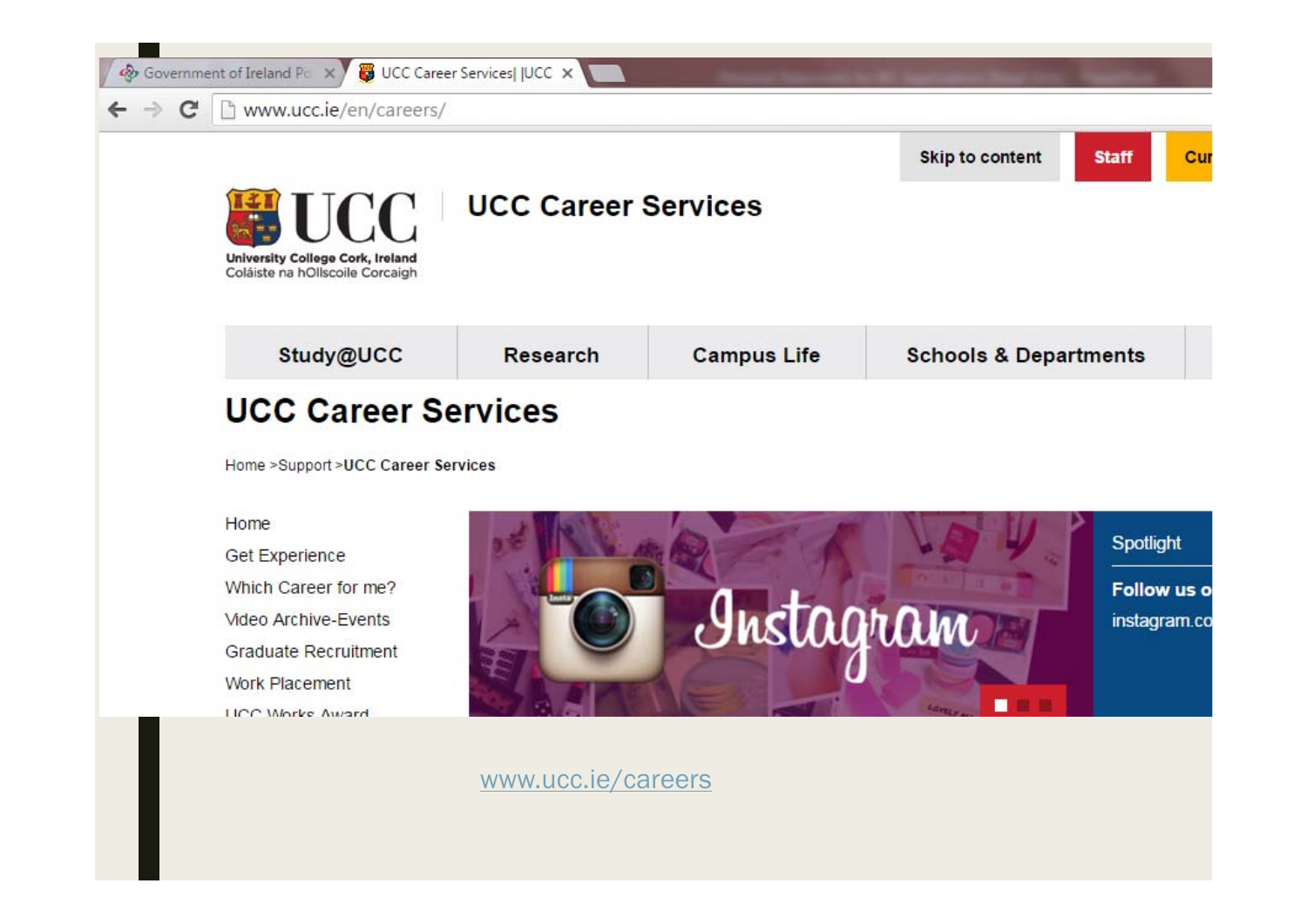UCC Career Services

University College Cork, Ireland
Coláiste na hOllscoile Corcaigh

Skip to content | Staff

Study@UCC | Research | Campus Life | Schools & Departments

# UCC Career Services

Home >Support >UCC Career Services

- Home
- Get Experience
- Which Career for me?
- Video Archive-Events
- Graduate Recruitment
- Work Placement
- UCC Works Award

Spotlight

**Follow us o**

instagram.co

www.ucc.ie/careers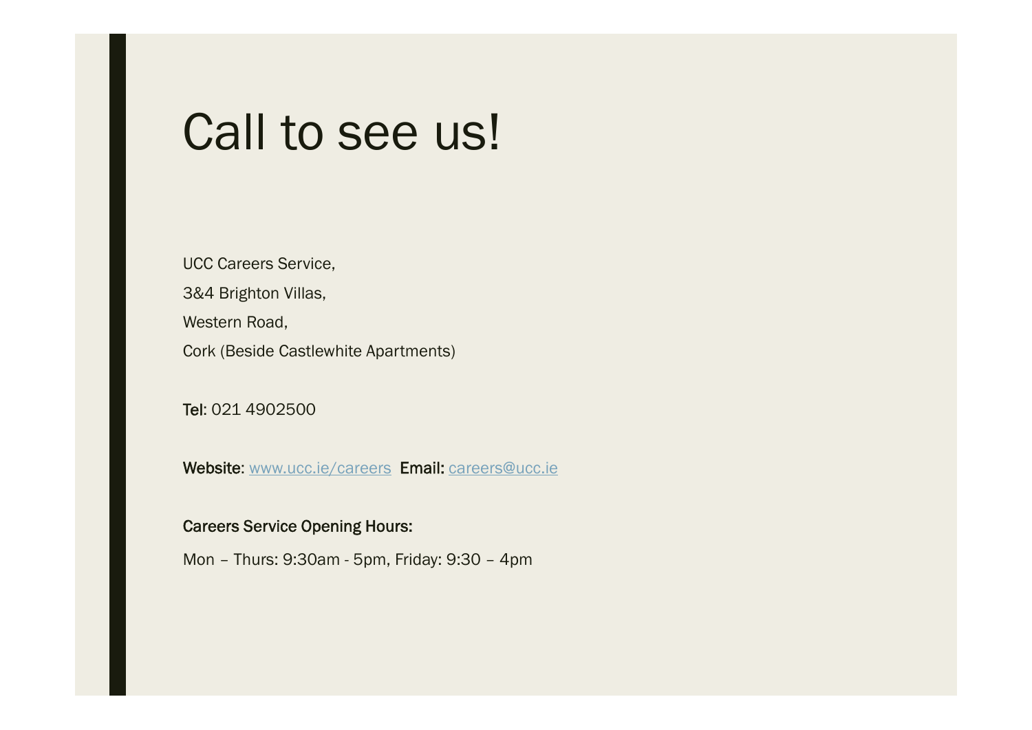# Call to see us!

UCC Careers Service,

3&4 Brighton Villas,

Western Road,

Cork (Beside Castlewhite Apartments)

**Tel:** 021 4902500

**Website:** www.ucc.ie/careers **Email:** careers@ucc.ie

**Careers Service Opening Hours:**

Mon – Thurs: 9:30am - 5pm, Friday: 9:30 – 4pm